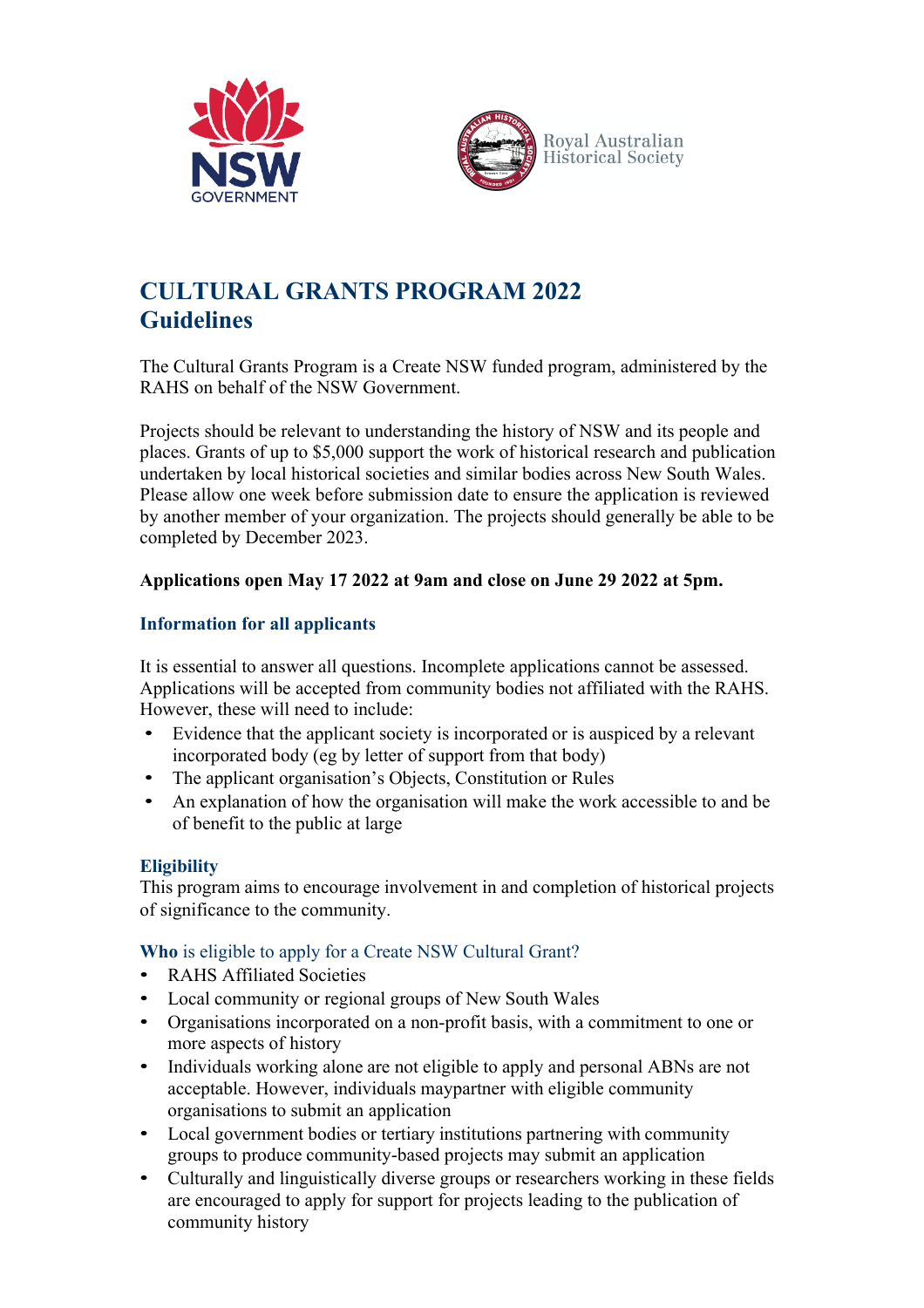# CULTURAL GRANTS PROGRAM 2022
# Guidelines

The Cultural Grants Program is a Create NSW funded program, administered by the RAHS on behalf of the NSW Government.

Projects should be relevant to understanding the history of NSW and its people and places. Grants of up to $5,000 support the work of historical research and publication undertaken by local historical societies and similar bodies across New South Wales. Please allow one week before submission date to ensure the application is reviewed by another member of your organization. The projects should generally be able to be completed by December 2023.

**Applications open May 17 2022 at 9am and close on June 29 2022 at 5pm.**

## Information for all applicants

It is essential to answer all questions. Incomplete applications cannot be assessed. Applications will be accepted from community bodies not affiliated with the RAHS. However, these will need to include:

- Evidence that the applicant society is incorporated or is auspiced by a relevant incorporated body (eg by letter of support from that body)
- The applicant organisation's Objects, Constitution or Rules
- An explanation of how the organisation will make the work accessible to and be of benefit to the public at large

## Eligibility

This program aims to encourage involvement in and completion of historical projects of significance to the community.

### Who is eligible to apply for a Create NSW Cultural Grant?

- RAHS Affiliated Societies
- Local community or regional groups of New South Wales
- Organisations incorporated on a non-profit basis, with a commitment to one or more aspects of history
- Individuals working alone are not eligible to apply and personal ABNs are not acceptable. However, individuals maypartner with eligible community organisations to submit an application
- Local government bodies or tertiary institutions partnering with community groups to produce community-based projects may submit an application
- Culturally and linguistically diverse groups or researchers working in these fields are encouraged to apply for support for projects leading to the publication of community history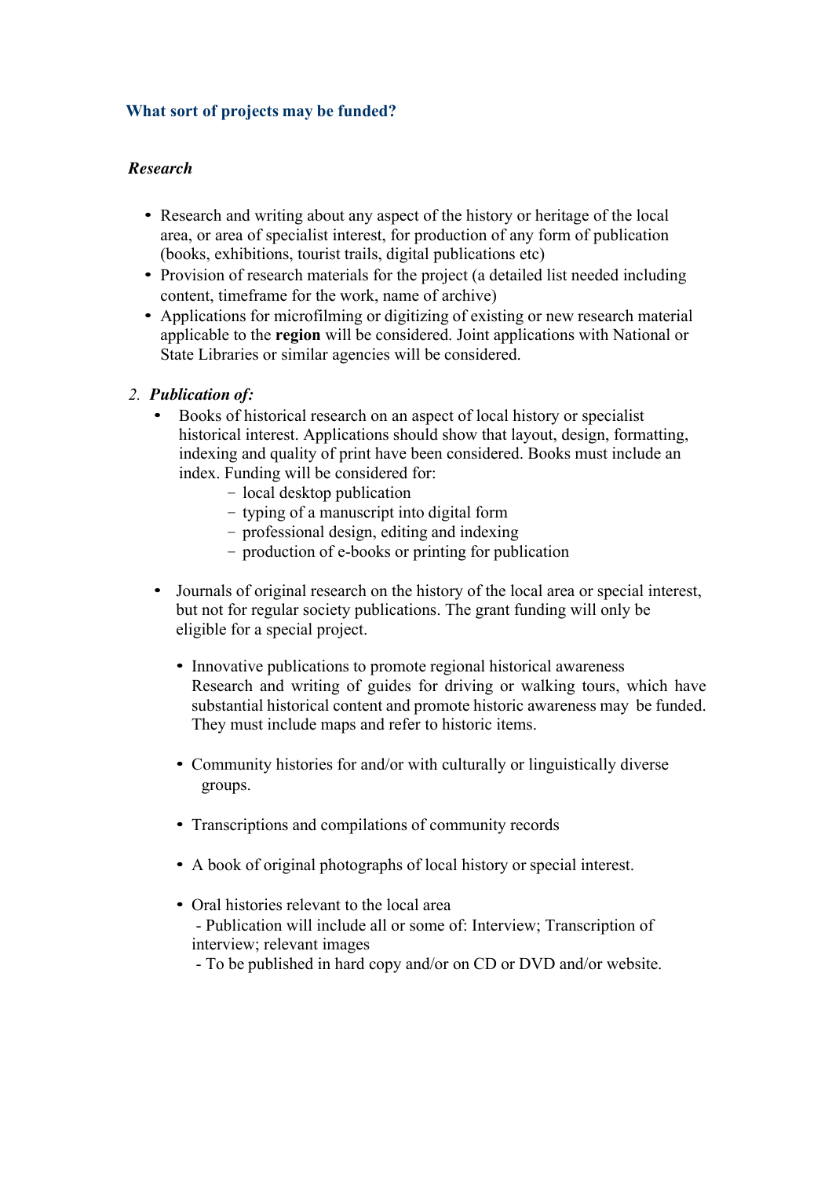## What sort of projects may be funded?

### *Research*

- Research and writing about any aspect of the history or heritage of the local area, or area of specialist interest, for production of any form of publication (books, exhibitions, tourist trails, digital publications etc)
- Provision of research materials for the project (a detailed list needed including content, timeframe for the work, name of archive)
- Applications for microfilming or digitizing of existing or new research material applicable to the **region** will be considered. Joint applications with National or State Libraries or similar agencies will be considered.

### 2. *Publication of:*

- Books of historical research on an aspect of local history or specialist historical interest. Applications should show that layout, design, formatting, indexing and quality of print have been considered. Books must include an index. Funding will be considered for:
  - local desktop publication
  - typing of a manuscript into digital form
  - professional design, editing and indexing
  - production of e-books or printing for publication

- Journals of original research on the history of the local area or special interest, but not for regular society publications. The grant funding will only be eligible for a special project.

  - Innovative publications to promote regional historical awareness
    Research and writing of guides for driving or walking tours, which have substantial historical content and promote historic awareness may be funded. They must include maps and refer to historic items.

  - Community histories for and/or with culturally or linguistically diverse groups.

  - Transcriptions and compilations of community records

  - A book of original photographs of local history or special interest.

  - Oral histories relevant to the local area
    - Publication will include all or some of: Interview; Transcription of interview; relevant images
    - To be published in hard copy and/or on CD or DVD and/or website.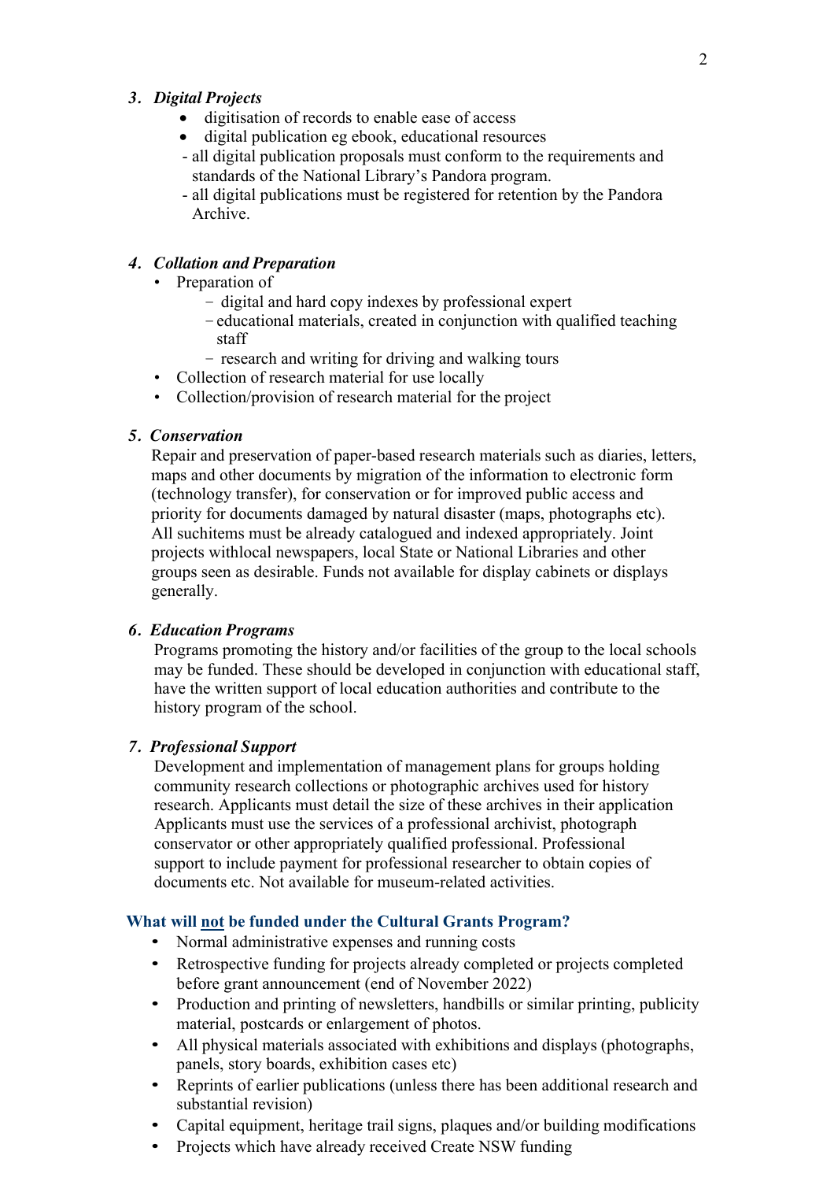### 3. *Digital Projects*

- digitisation of records to enable ease of access
- digital publication eg ebook, educational resources
  - all digital publication proposals must conform to the requirements and standards of the National Library's Pandora program.
  - all digital publications must be registered for retention by the Pandora Archive.

### 4. *Collation and Preparation*

- Preparation of
  - digital and hard copy indexes by professional expert
  - educational materials, created in conjunction with qualified teaching staff
  - research and writing for driving and walking tours
- Collection of research material for use locally
- Collection/provision of research material for the project

### 5. *Conservation*

Repair and preservation of paper-based research materials such as diaries, letters, maps and other documents by migration of the information to electronic form (technology transfer), for conservation or for improved public access and priority for documents damaged by natural disaster (maps, photographs etc). All suchitems must be already catalogued and indexed appropriately. Joint projects withlocal newspapers, local State or National Libraries and other groups seen as desirable. Funds not available for display cabinets or displays generally.

### 6. *Education Programs*

Programs promoting the history and/or facilities of the group to the local schools may be funded. These should be developed in conjunction with educational staff, have the written support of local education authorities and contribute to the history program of the school.

### 7. *Professional Support*

Development and implementation of management plans for groups holding community research collections or photographic archives used for history research. Applicants must detail the size of these archives in their application Applicants must use the services of a professional archivist, photograph conservator or other appropriately qualified professional. Professional support to include payment for professional researcher to obtain copies of documents etc. Not available for museum-related activities.

## What will <u>not</u> be funded under the Cultural Grants Program?

- Normal administrative expenses and running costs
- Retrospective funding for projects already completed or projects completed before grant announcement (end of November 2022)
- Production and printing of newsletters, handbills or similar printing, publicity material, postcards or enlargement of photos.
- All physical materials associated with exhibitions and displays (photographs, panels, story boards, exhibition cases etc)
- Reprints of earlier publications (unless there has been additional research and substantial revision)
- Capital equipment, heritage trail signs, plaques and/or building modifications
- Projects which have already received Create NSW funding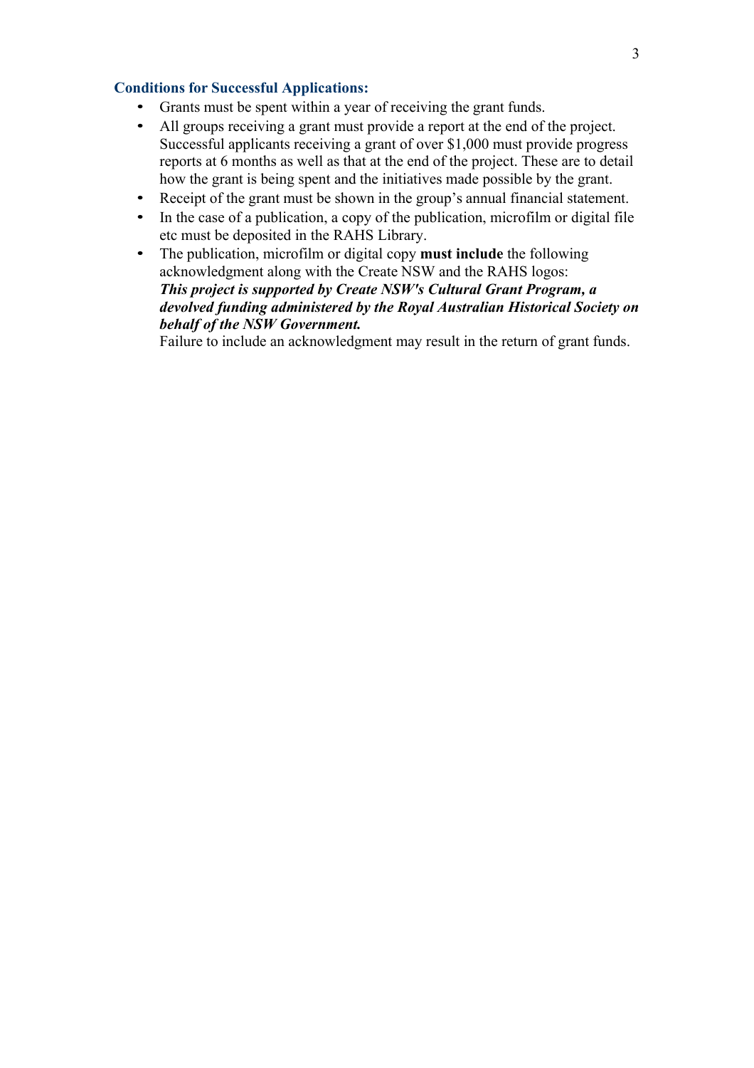### Conditions for Successful Applications:

- Grants must be spent within a year of receiving the grant funds.
- All groups receiving a grant must provide a report at the end of the project. Successful applicants receiving a grant of over $1,000 must provide progress reports at 6 months as well as that at the end of the project. These are to detail how the grant is being spent and the initiatives made possible by the grant.
- Receipt of the grant must be shown in the group's annual financial statement.
- In the case of a publication, a copy of the publication, microfilm or digital file etc must be deposited in the RAHS Library.
- The publication, microfilm or digital copy **must include** the following acknowledgment along with the Create NSW and the RAHS logos:
  ***This project is supported by Create NSW's Cultural Grant Program, a devolved funding administered by the Royal Australian Historical Society on behalf of the NSW Government.***
  Failure to include an acknowledgment may result in the return of grant funds.